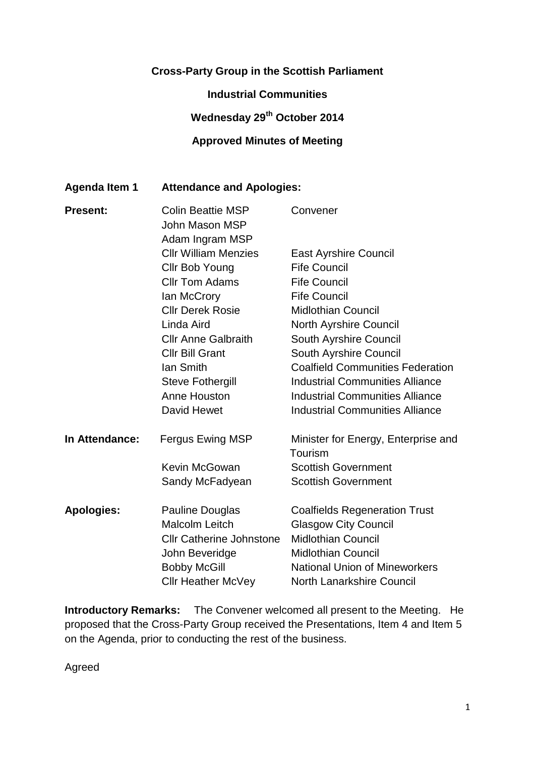**Cross-Party Group in the Scottish Parliament**

**Industrial Communities**

**Wednesday 29th October 2014**

**Approved Minutes of Meeting**

**Agenda Item 1 Attendance and Apologies:**

| | | |
|---|---|---|
| **Present:** | Colin Beattie MSP | Convener |
| | John Mason MSP | |
| | Adam Ingram MSP | |
| | Cllr William Menzies | East Ayrshire Council |
| | Cllr Bob Young | Fife Council |
| | Cllr Tom Adams | Fife Council |
| | Ian McCrory | Fife Council |
| | Cllr Derek Rosie | Midlothian Council |
| | Linda Aird | North Ayrshire Council |
| | Cllr Anne Galbraith | South Ayrshire Council |
| | Cllr Bill Grant | South Ayrshire Council |
| | Ian Smith | Coalfield Communities Federation |
| | Steve Fothergill | Industrial Communities Alliance |
| | Anne Houston | Industrial Communities Alliance |
| | David Hewet | Industrial Communities Alliance |
| **In Attendance:** | Fergus Ewing MSP | Minister for Energy, Enterprise and Tourism |
| | Kevin McGowan | Scottish Government |
| | Sandy McFadyean | Scottish Government |
| **Apologies:** | Pauline Douglas | Coalfields Regeneration Trust |
| | Malcolm Leitch | Glasgow City Council |
| | Cllr Catherine Johnstone | Midlothian Council |
| | John Beveridge | Midlothian Council |
| | Bobby McGill | National Union of Mineworkers |
| | Cllr Heather McVey | North Lanarkshire Council |

**Introductory Remarks:** The Convener welcomed all present to the Meeting. He proposed that the Cross-Party Group received the Presentations, Item 4 and Item 5 on the Agenda, prior to conducting the rest of the business.

Agreed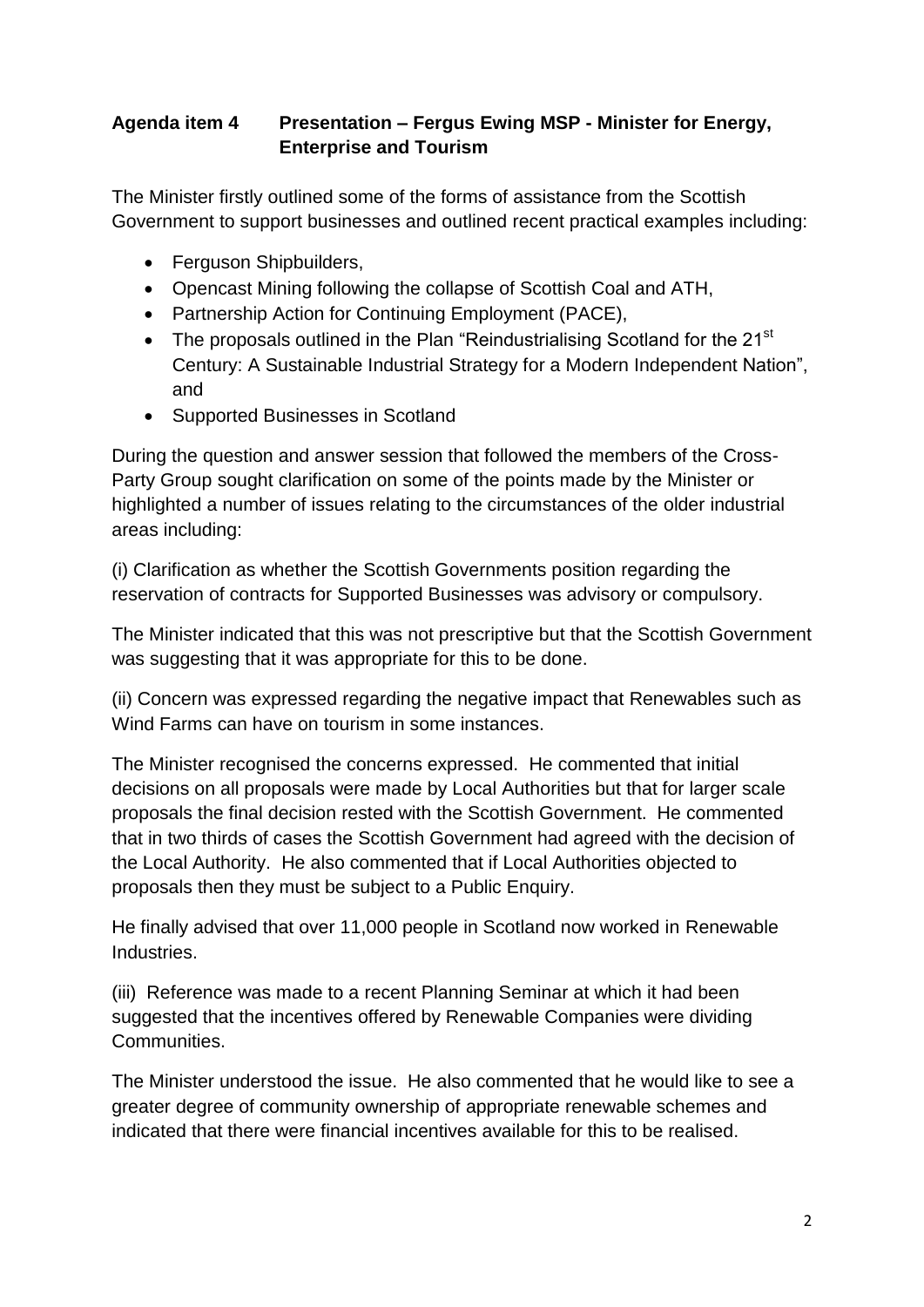**Agenda item 4 Presentation – Fergus Ewing MSP - Minister for Energy, Enterprise and Tourism**

The Minister firstly outlined some of the forms of assistance from the Scottish Government to support businesses and outlined recent practical examples including:

- Ferguson Shipbuilders,
- Opencast Mining following the collapse of Scottish Coal and ATH,
- Partnership Action for Continuing Employment (PACE),
- The proposals outlined in the Plan "Reindustrialising Scotland for the 21st Century: A Sustainable Industrial Strategy for a Modern Independent Nation", and
- Supported Businesses in Scotland

During the question and answer session that followed the members of the Cross-Party Group sought clarification on some of the points made by the Minister or highlighted a number of issues relating to the circumstances of the older industrial areas including:

(i) Clarification as whether the Scottish Governments position regarding the reservation of contracts for Supported Businesses was advisory or compulsory.

The Minister indicated that this was not prescriptive but that the Scottish Government was suggesting that it was appropriate for this to be done.

(ii) Concern was expressed regarding the negative impact that Renewables such as Wind Farms can have on tourism in some instances.

The Minister recognised the concerns expressed. He commented that initial decisions on all proposals were made by Local Authorities but that for larger scale proposals the final decision rested with the Scottish Government. He commented that in two thirds of cases the Scottish Government had agreed with the decision of the Local Authority. He also commented that if Local Authorities objected to proposals then they must be subject to a Public Enquiry.

He finally advised that over 11,000 people in Scotland now worked in Renewable Industries.

(iii) Reference was made to a recent Planning Seminar at which it had been suggested that the incentives offered by Renewable Companies were dividing Communities.

The Minister understood the issue. He also commented that he would like to see a greater degree of community ownership of appropriate renewable schemes and indicated that there were financial incentives available for this to be realised.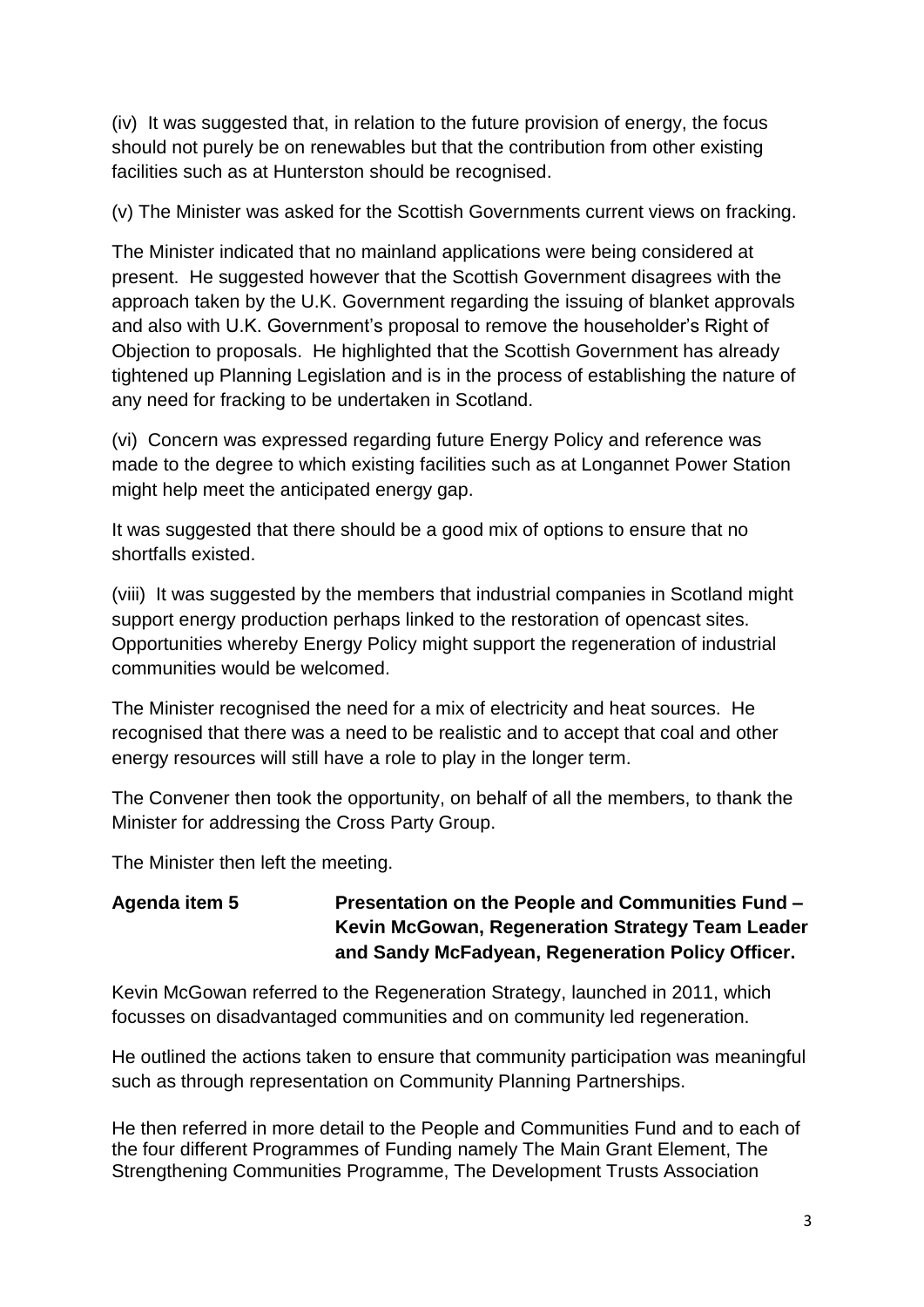(iv) It was suggested that, in relation to the future provision of energy, the focus should not purely be on renewables but that the contribution from other existing facilities such as at Hunterston should be recognised.

(v) The Minister was asked for the Scottish Governments current views on fracking.

The Minister indicated that no mainland applications were being considered at present. He suggested however that the Scottish Government disagrees with the approach taken by the U.K. Government regarding the issuing of blanket approvals and also with U.K. Government's proposal to remove the householder's Right of Objection to proposals. He highlighted that the Scottish Government has already tightened up Planning Legislation and is in the process of establishing the nature of any need for fracking to be undertaken in Scotland.

(vi) Concern was expressed regarding future Energy Policy and reference was made to the degree to which existing facilities such as at Longannet Power Station might help meet the anticipated energy gap.

It was suggested that there should be a good mix of options to ensure that no shortfalls existed.

(viii) It was suggested by the members that industrial companies in Scotland might support energy production perhaps linked to the restoration of opencast sites. Opportunities whereby Energy Policy might support the regeneration of industrial communities would be welcomed.

The Minister recognised the need for a mix of electricity and heat sources. He recognised that there was a need to be realistic and to accept that coal and other energy resources will still have a role to play in the longer term.

The Convener then took the opportunity, on behalf of all the members, to thank the Minister for addressing the Cross Party Group.

The Minister then left the meeting.

**Agenda item 5 Presentation on the People and Communities Fund – Kevin McGowan, Regeneration Strategy Team Leader and Sandy McFadyean, Regeneration Policy Officer.**

Kevin McGowan referred to the Regeneration Strategy, launched in 2011, which focusses on disadvantaged communities and on community led regeneration.

He outlined the actions taken to ensure that community participation was meaningful such as through representation on Community Planning Partnerships.

He then referred in more detail to the People and Communities Fund and to each of the four different Programmes of Funding namely The Main Grant Element, The Strengthening Communities Programme, The Development Trusts Association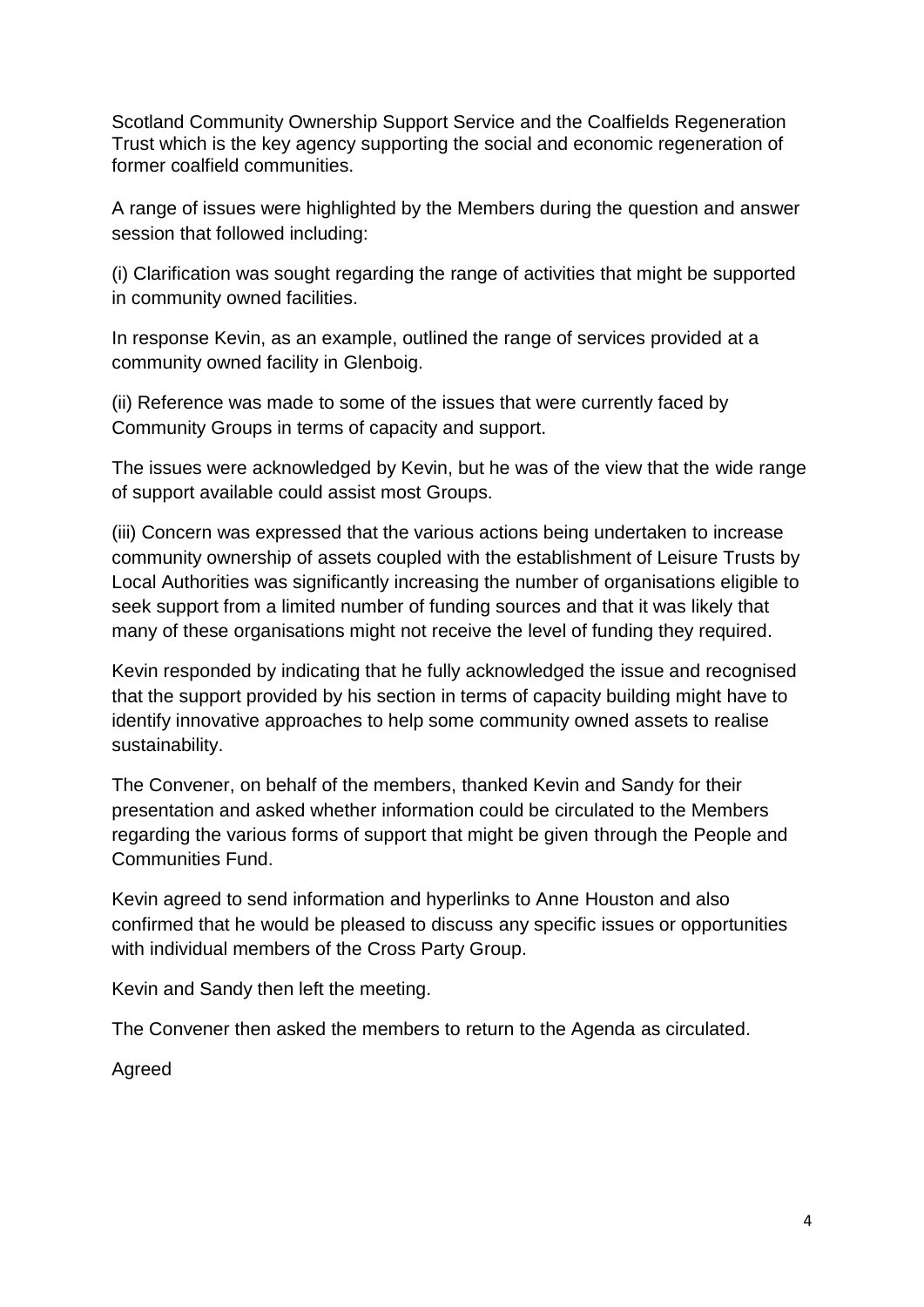Scotland Community Ownership Support Service and the Coalfields Regeneration Trust which is the key agency supporting the social and economic regeneration of former coalfield communities.

A range of issues were highlighted by the Members during the question and answer session that followed including:

(i) Clarification was sought regarding the range of activities that might be supported in community owned facilities.

In response Kevin, as an example, outlined the range of services provided at a community owned facility in Glenboig.

(ii) Reference was made to some of the issues that were currently faced by Community Groups in terms of capacity and support.

The issues were acknowledged by Kevin, but he was of the view that the wide range of support available could assist most Groups.

(iii) Concern was expressed that the various actions being undertaken to increase community ownership of assets coupled with the establishment of Leisure Trusts by Local Authorities was significantly increasing the number of organisations eligible to seek support from a limited number of funding sources and that it was likely that many of these organisations might not receive the level of funding they required.

Kevin responded by indicating that he fully acknowledged the issue and recognised that the support provided by his section in terms of capacity building might have to identify innovative approaches to help some community owned assets to realise sustainability.

The Convener, on behalf of the members, thanked Kevin and Sandy for their presentation and asked whether information could be circulated to the Members regarding the various forms of support that might be given through the People and Communities Fund.

Kevin agreed to send information and hyperlinks to Anne Houston and also confirmed that he would be pleased to discuss any specific issues or opportunities with individual members of the Cross Party Group.

Kevin and Sandy then left the meeting.

The Convener then asked the members to return to the Agenda as circulated.

Agreed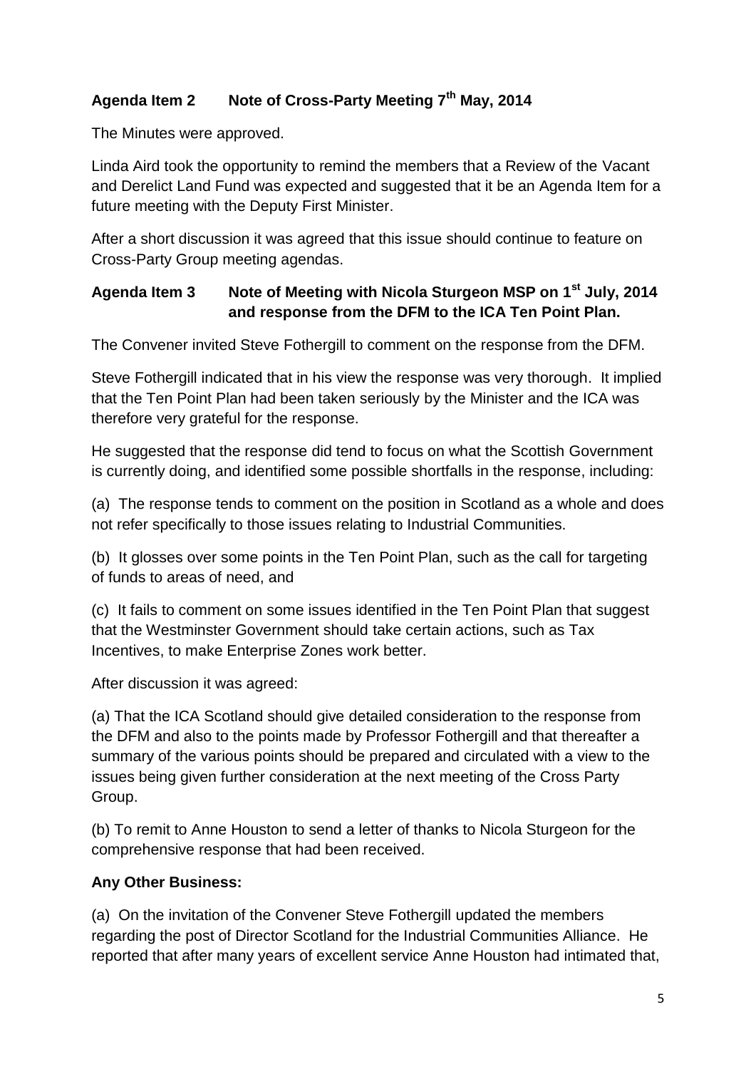**Agenda Item 2 Note of Cross-Party Meeting 7th May, 2014**

The Minutes were approved.

Linda Aird took the opportunity to remind the members that a Review of the Vacant and Derelict Land Fund was expected and suggested that it be an Agenda Item for a future meeting with the Deputy First Minister.

After a short discussion it was agreed that this issue should continue to feature on Cross-Party Group meeting agendas.

**Agenda Item 3 Note of Meeting with Nicola Sturgeon MSP on 1st July, 2014 and response from the DFM to the ICA Ten Point Plan.**

The Convener invited Steve Fothergill to comment on the response from the DFM.

Steve Fothergill indicated that in his view the response was very thorough. It implied that the Ten Point Plan had been taken seriously by the Minister and the ICA was therefore very grateful for the response.

He suggested that the response did tend to focus on what the Scottish Government is currently doing, and identified some possible shortfalls in the response, including:

(a) The response tends to comment on the position in Scotland as a whole and does not refer specifically to those issues relating to Industrial Communities.

(b) It glosses over some points in the Ten Point Plan, such as the call for targeting of funds to areas of need, and

(c) It fails to comment on some issues identified in the Ten Point Plan that suggest that the Westminster Government should take certain actions, such as Tax Incentives, to make Enterprise Zones work better.

After discussion it was agreed:

(a) That the ICA Scotland should give detailed consideration to the response from the DFM and also to the points made by Professor Fothergill and that thereafter a summary of the various points should be prepared and circulated with a view to the issues being given further consideration at the next meeting of the Cross Party Group.

(b) To remit to Anne Houston to send a letter of thanks to Nicola Sturgeon for the comprehensive response that had been received.

**Any Other Business:**

(a) On the invitation of the Convener Steve Fothergill updated the members regarding the post of Director Scotland for the Industrial Communities Alliance. He reported that after many years of excellent service Anne Houston had intimated that,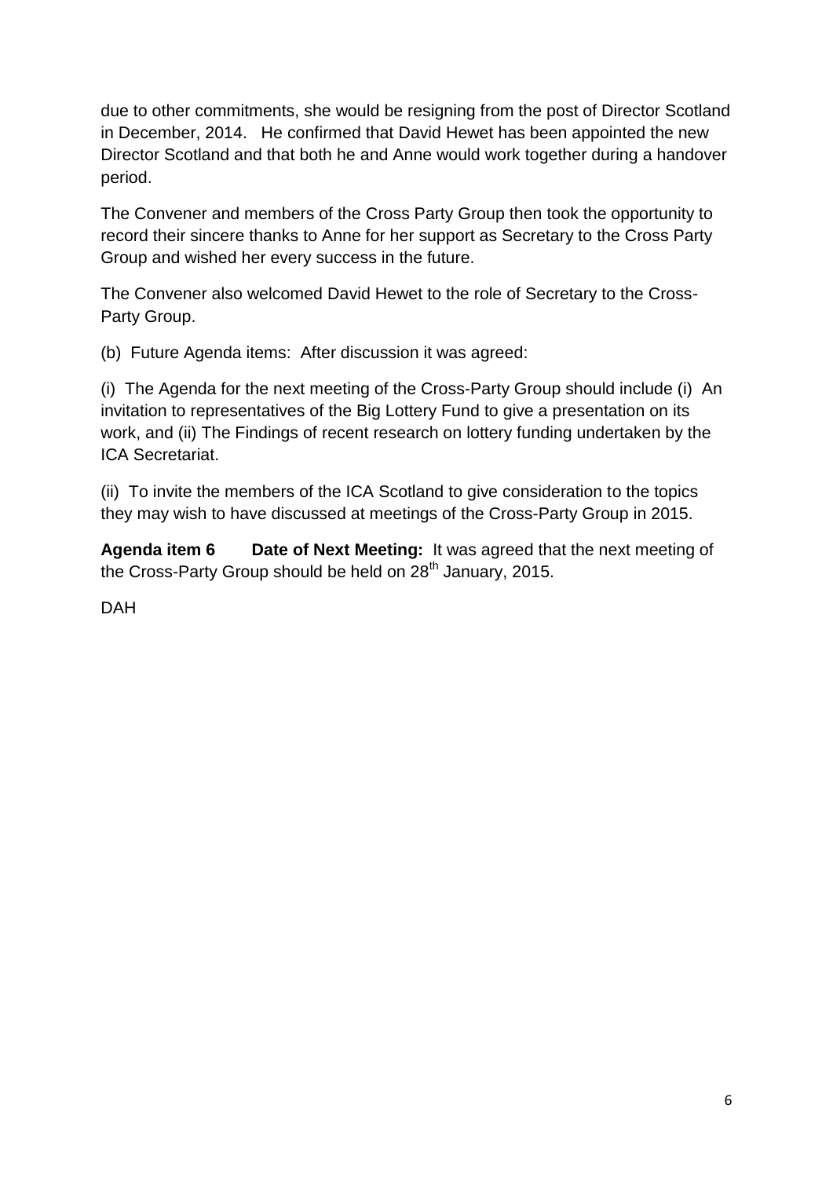due to other commitments, she would be resigning from the post of Director Scotland in December, 2014. He confirmed that David Hewet has been appointed the new Director Scotland and that both he and Anne would work together during a handover period.

The Convener and members of the Cross Party Group then took the opportunity to record their sincere thanks to Anne for her support as Secretary to the Cross Party Group and wished her every success in the future.

The Convener also welcomed David Hewet to the role of Secretary to the Cross-Party Group.

(b) Future Agenda items: After discussion it was agreed:

(i) The Agenda for the next meeting of the Cross-Party Group should include (i) An invitation to representatives of the Big Lottery Fund to give a presentation on its work, and (ii) The Findings of recent research on lottery funding undertaken by the ICA Secretariat.

(ii) To invite the members of the ICA Scotland to give consideration to the topics they may wish to have discussed at meetings of the Cross-Party Group in 2015.

**Agenda item 6 Date of Next Meeting:** It was agreed that the next meeting of the Cross-Party Group should be held on 28th January, 2015.

DAH